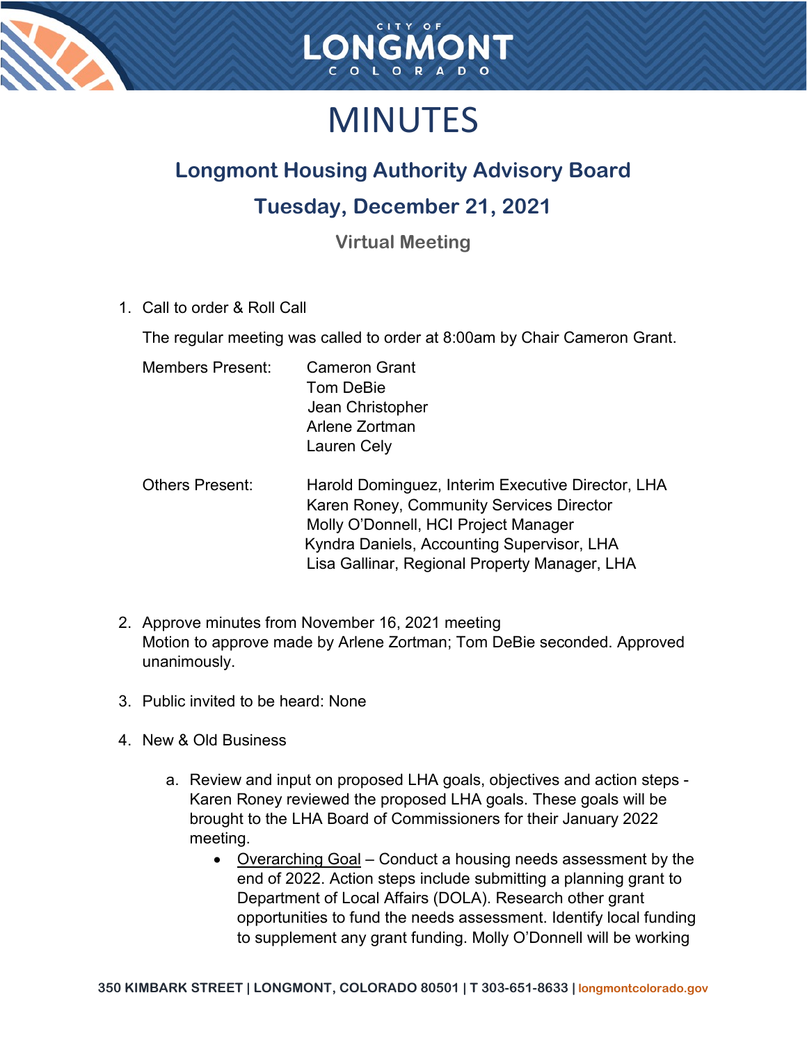# MINUTES

## Longmont Housing Authority Advisory Board

## Tuesday, December 21, 2021

### Virtual Meeting

1. Call to order & Roll Call

   The regular meeting was called to order at 8:00am by Chair Cameron Grant.

   Members Present: Cameron Grant  
   Tom DeBie  
   Jean Christopher  
   Arlene Zortman  
   Lauren Cely

   Others Present: Harold Dominguez, Interim Executive Director, LHA  
   Karen Roney, Community Services Director  
   Molly O'Donnell, HCI Project Manager  
   Kyndra Daniels, Accounting Supervisor, LHA  
   Lisa Gallinar, Regional Property Manager, LHA

2. Approve minutes from November 16, 2021 meeting  
   Motion to approve made by Arlene Zortman; Tom DeBie seconded. Approved unanimously.

3. Public invited to be heard: None

4. New & Old Business

   a. Review and input on proposed LHA goals, objectives and action steps - Karen Roney reviewed the proposed LHA goals. These goals will be brought to the LHA Board of Commissioners for their January 2022 meeting.

      - Overarching Goal – Conduct a housing needs assessment by the end of 2022. Action steps include submitting a planning grant to Department of Local Affairs (DOLA). Research other grant opportunities to fund the needs assessment. Identify local funding to supplement any grant funding. Molly O'Donnell will be working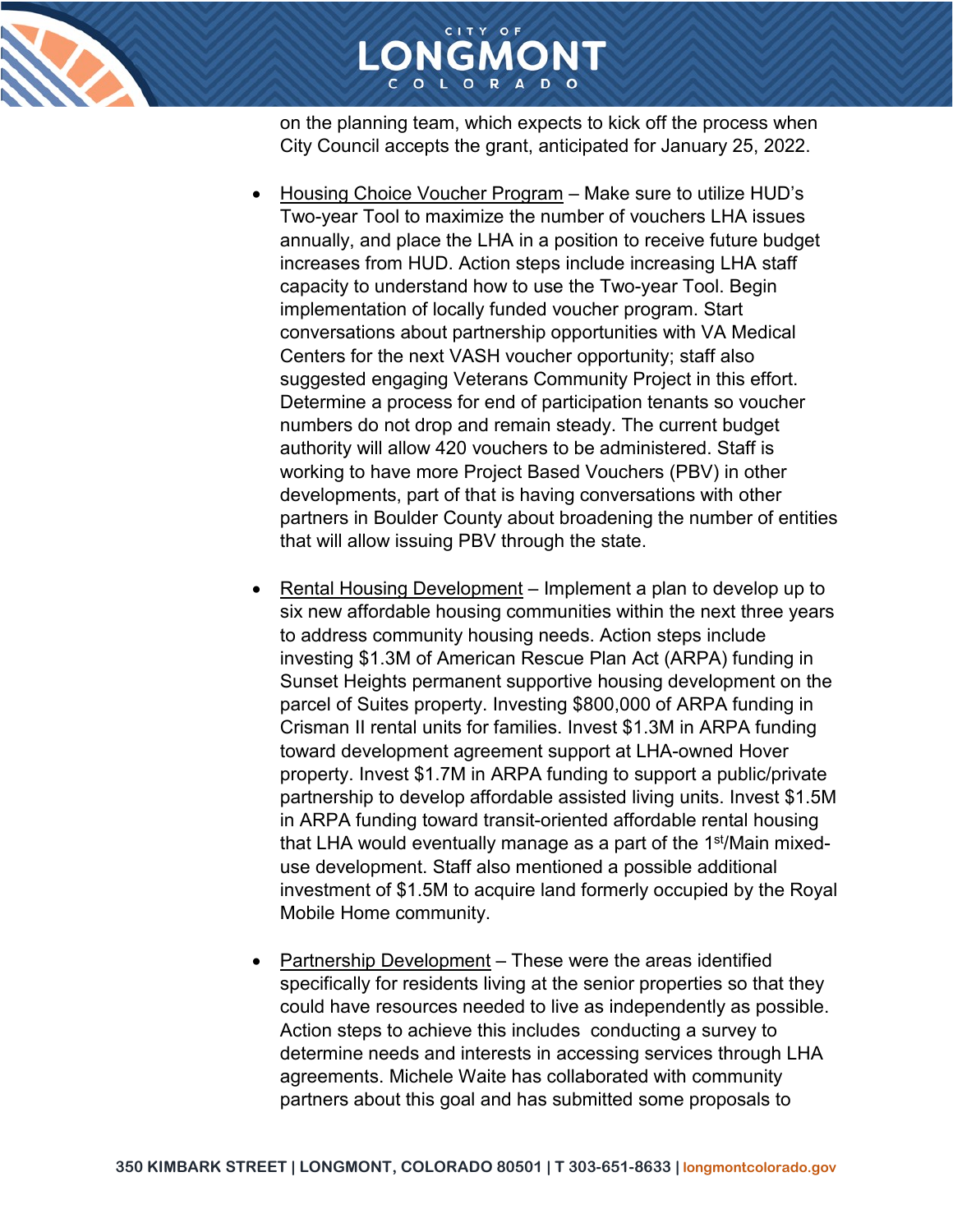on the planning team, which expects to kick off the process when City Council accepts the grant, anticipated for January 25, 2022.

- Housing Choice Voucher Program – Make sure to utilize HUD's Two-year Tool to maximize the number of vouchers LHA issues annually, and place the LHA in a position to receive future budget increases from HUD. Action steps include increasing LHA staff capacity to understand how to use the Two-year Tool. Begin implementation of locally funded voucher program. Start conversations about partnership opportunities with VA Medical Centers for the next VASH voucher opportunity; staff also suggested engaging Veterans Community Project in this effort. Determine a process for end of participation tenants so voucher numbers do not drop and remain steady. The current budget authority will allow 420 vouchers to be administered. Staff is working to have more Project Based Vouchers (PBV) in other developments, part of that is having conversations with other partners in Boulder County about broadening the number of entities that will allow issuing PBV through the state.

- Rental Housing Development – Implement a plan to develop up to six new affordable housing communities within the next three years to address community housing needs. Action steps include investing $1.3M of American Rescue Plan Act (ARPA) funding in Sunset Heights permanent supportive housing development on the parcel of Suites property. Investing $800,000 of ARPA funding in Crisman II rental units for families. Invest $1.3M in ARPA funding toward development agreement support at LHA-owned Hover property. Invest $1.7M in ARPA funding to support a public/private partnership to develop affordable assisted living units. Invest $1.5M in ARPA funding toward transit-oriented affordable rental housing that LHA would eventually manage as a part of the 1st/Main mixed-use development. Staff also mentioned a possible additional investment of $1.5M to acquire land formerly occupied by the Royal Mobile Home community.

- Partnership Development – These were the areas identified specifically for residents living at the senior properties so that they could have resources needed to live as independently as possible. Action steps to achieve this includes conducting a survey to determine needs and interests in accessing services through LHA agreements. Michele Waite has collaborated with community partners about this goal and has submitted some proposals to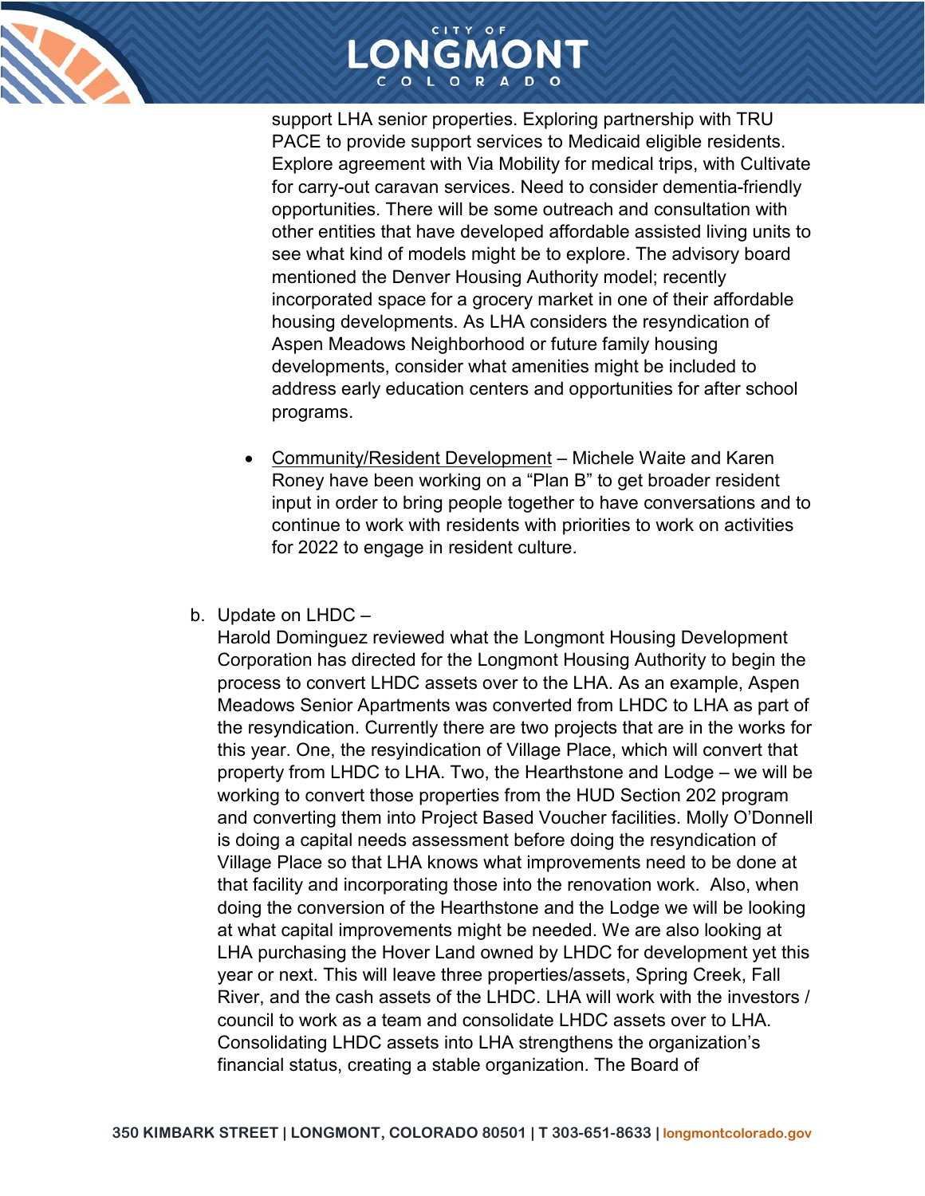support LHA senior properties. Exploring partnership with TRU PACE to provide support services to Medicaid eligible residents. Explore agreement with Via Mobility for medical trips, with Cultivate for carry-out caravan services. Need to consider dementia-friendly opportunities. There will be some outreach and consultation with other entities that have developed affordable assisted living units to see what kind of models might be to explore. The advisory board mentioned the Denver Housing Authority model; recently incorporated space for a grocery market in one of their affordable housing developments. As LHA considers the resyndication of Aspen Meadows Neighborhood or future family housing developments, consider what amenities might be included to address early education centers and opportunities for after school programs.

- Community/Resident Development – Michele Waite and Karen Roney have been working on a "Plan B" to get broader resident input in order to bring people together to have conversations and to continue to work with residents with priorities to work on activities for 2022 to engage in resident culture.

b. Update on LHDC –
Harold Dominguez reviewed what the Longmont Housing Development Corporation has directed for the Longmont Housing Authority to begin the process to convert LHDC assets over to the LHA. As an example, Aspen Meadows Senior Apartments was converted from LHDC to LHA as part of the resyndication. Currently there are two projects that are in the works for this year. One, the resyindication of Village Place, which will convert that property from LHDC to LHA. Two, the Hearthstone and Lodge – we will be working to convert those properties from the HUD Section 202 program and converting them into Project Based Voucher facilities. Molly O'Donnell is doing a capital needs assessment before doing the resyndication of Village Place so that LHA knows what improvements need to be done at that facility and incorporating those into the renovation work. Also, when doing the conversion of the Hearthstone and the Lodge we will be looking at what capital improvements might be needed. We are also looking at LHA purchasing the Hover Land owned by LHDC for development yet this year or next. This will leave three properties/assets, Spring Creek, Fall River, and the cash assets of the LHDC. LHA will work with the investors / council to work as a team and consolidate LHDC assets over to LHA. Consolidating LHDC assets into LHA strengthens the organization's financial status, creating a stable organization. The Board of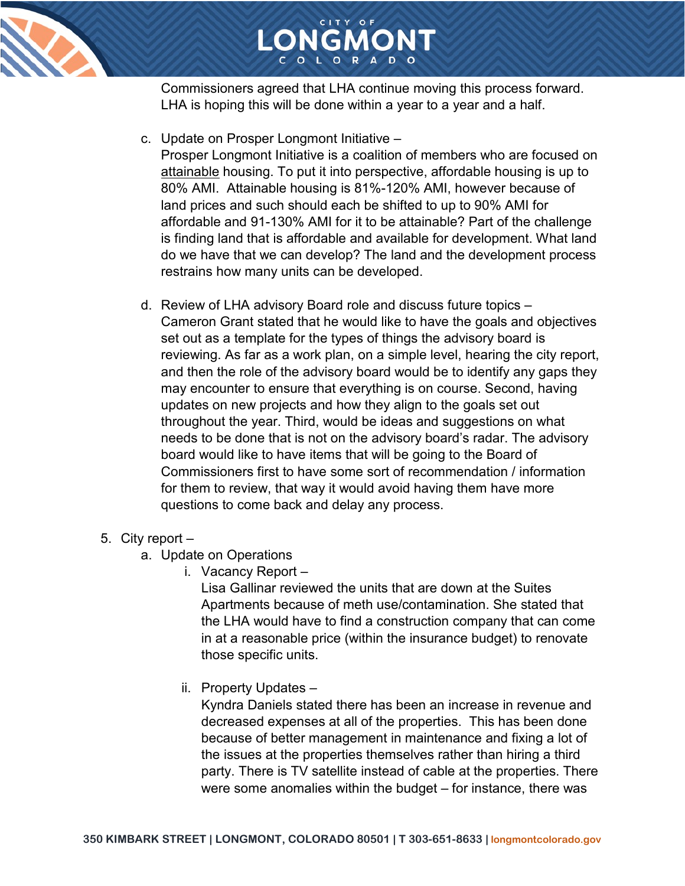Commissioners agreed that LHA continue moving this process forward. LHA is hoping this will be done within a year to a year and a half.

c. Update on Prosper Longmont Initiative –
   Prosper Longmont Initiative is a coalition of members who are focused on <u>attainable</u> housing. To put it into perspective, affordable housing is up to 80% AMI. Attainable housing is 81%-120% AMI, however because of land prices and such should each be shifted to up to 90% AMI for affordable and 91-130% AMI for it to be attainable? Part of the challenge is finding land that is affordable and available for development. What land do we have that we can develop? The land and the development process restrains how many units can be developed.

d. Review of LHA advisory Board role and discuss future topics –
   Cameron Grant stated that he would like to have the goals and objectives set out as a template for the types of things the advisory board is reviewing. As far as a work plan, on a simple level, hearing the city report, and then the role of the advisory board would be to identify any gaps they may encounter to ensure that everything is on course. Second, having updates on new projects and how they align to the goals set out throughout the year. Third, would be ideas and suggestions on what needs to be done that is not on the advisory board's radar. The advisory board would like to have items that will be going to the Board of Commissioners first to have some sort of recommendation / information for them to review, that way it would avoid having them have more questions to come back and delay any process.

5. City report –
   a. Update on Operations
      i. Vacancy Report –
         Lisa Gallinar reviewed the units that are down at the Suites Apartments because of meth use/contamination. She stated that the LHA would have to find a construction company that can come in at a reasonable price (within the insurance budget) to renovate those specific units.

      ii. Property Updates –
          Kyndra Daniels stated there has been an increase in revenue and decreased expenses at all of the properties. This has been done because of better management in maintenance and fixing a lot of the issues at the properties themselves rather than hiring a third party. There is TV satellite instead of cable at the properties. There were some anomalies within the budget – for instance, there was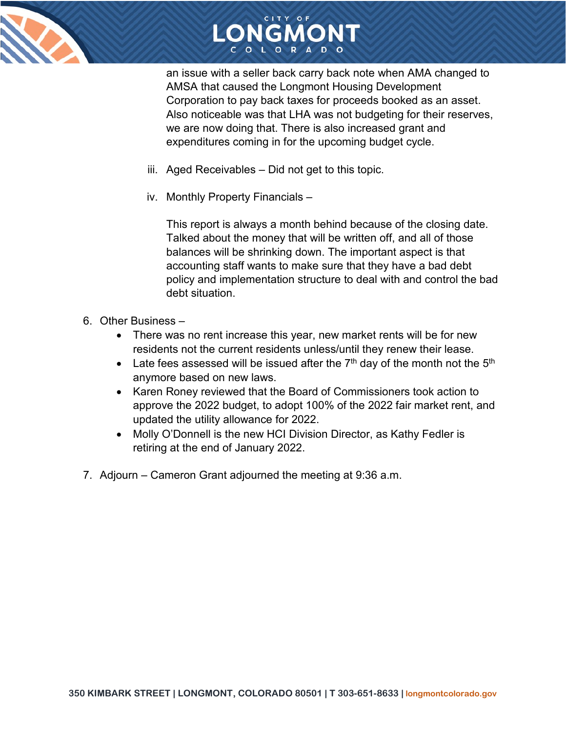an issue with a seller back carry back note when AMA changed to AMSA that caused the Longmont Housing Development Corporation to pay back taxes for proceeds booked as an asset. Also noticeable was that LHA was not budgeting for their reserves, we are now doing that. There is also increased grant and expenditures coming in for the upcoming budget cycle.

iii. Aged Receivables – Did not get to this topic.

iv. Monthly Property Financials –

This report is always a month behind because of the closing date. Talked about the money that will be written off, and all of those balances will be shrinking down. The important aspect is that accounting staff wants to make sure that they have a bad debt policy and implementation structure to deal with and control the bad debt situation.

6. Other Business –
   - There was no rent increase this year, new market rents will be for new residents not the current residents unless/until they renew their lease.
   - Late fees assessed will be issued after the 7th day of the month not the 5th anymore based on new laws.
   - Karen Roney reviewed that the Board of Commissioners took action to approve the 2022 budget, to adopt 100% of the 2022 fair market rent, and updated the utility allowance for 2022.
   - Molly O'Donnell is the new HCI Division Director, as Kathy Fedler is retiring at the end of January 2022.

7. Adjourn – Cameron Grant adjourned the meeting at 9:36 a.m.